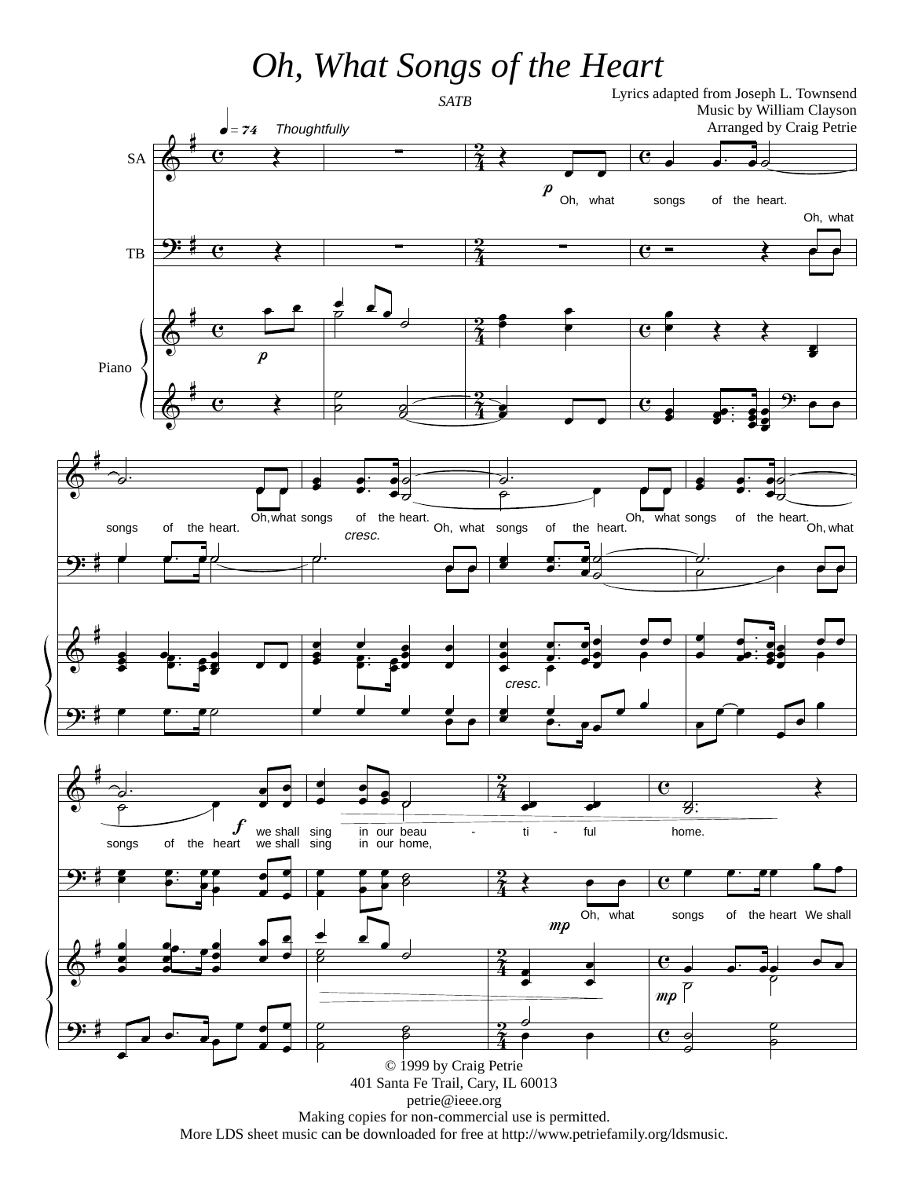# Oh, What Songs of the Heart

SATB

Lyrics adapted from Joseph L. Townsend
Music by William Clayson
Arranged by Craig Petrie

© 1999 by Craig Petrie
401 Santa Fe Trail, Cary, IL 60013
petrie@ieee.org
Making copies for non-commercial use is permitted.
More LDS sheet music can be downloaded for free at http://www.petriefamily.org/ldsmusic.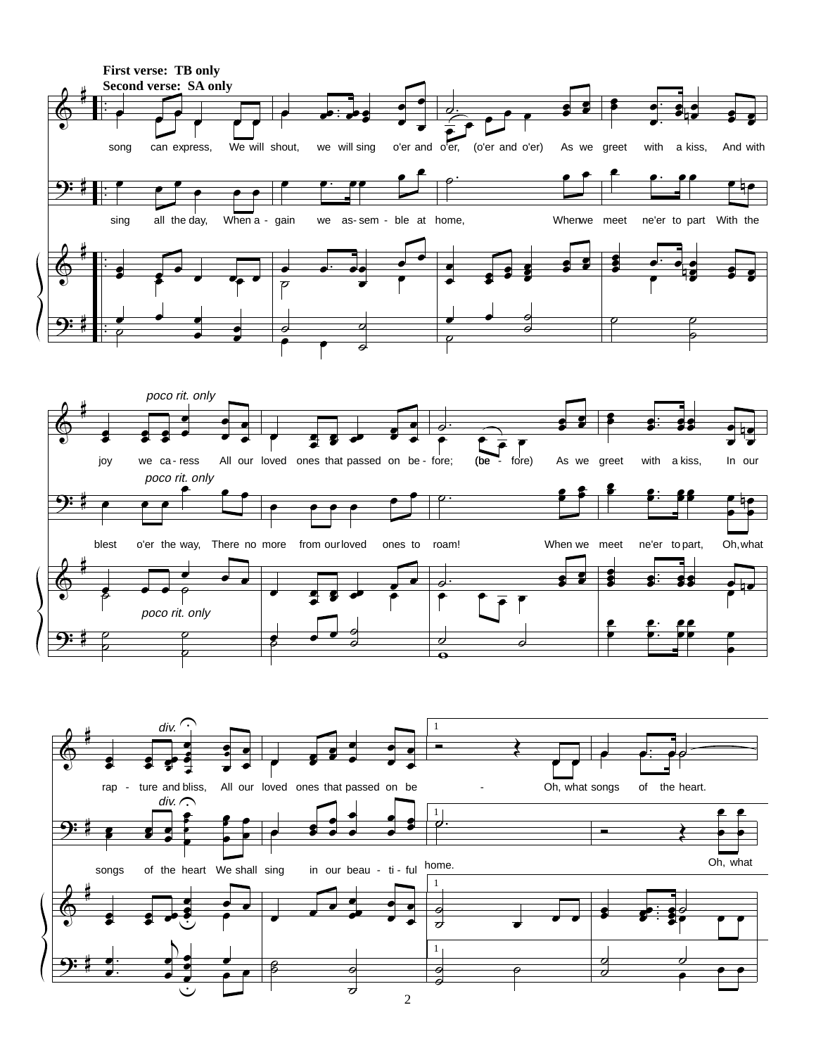**First verse: TB only**
**Second verse: SA only**

song can express, We will shout, we will sing o'er and o'er, (o'er and o'er) As we greet with a kiss, And with

sing all the day, When a - gain we as - sem - ble at home, When we meet ne'er to part With the

*poco rit. only*

joy we ca - ress All our loved ones that passed on be - fore; (be - fore) As we greet with a kiss, In our

*poco rit. only*

blest o'er the way, There no more from our loved ones to roam! When we meet ne'er to part, Oh, what

*poco rit. only*

*div.*

rap - ture and bliss, All our loved ones that passed on be - Oh, what songs of the heart.

*div.*

songs of the heart We shall sing in our beau - ti - ful home. Oh, what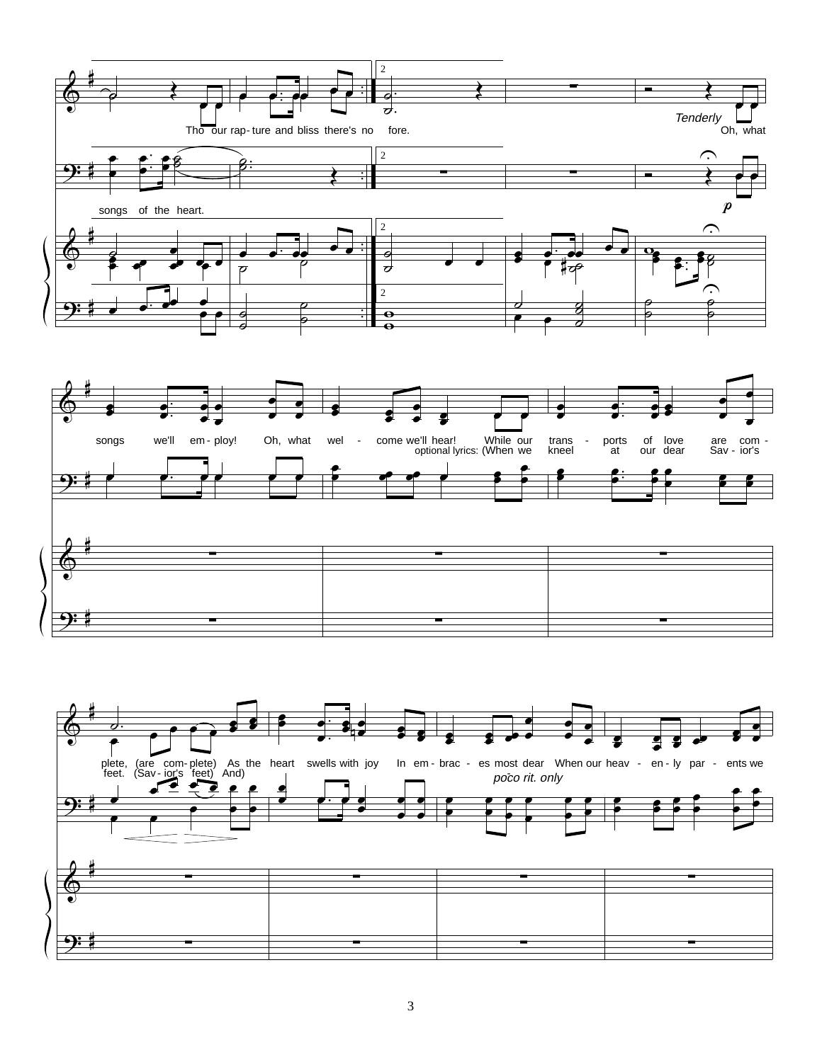Tho our rap - ture and bliss there's no fore.

*Tenderly*

Oh, what

songs of the heart.

songs we'll em - ploy! Oh, what wel - come we'll hear! While our trans - ports of love are com -

optional lyrics: (When we kneel at our dear Sav - ior's

plete, (are com - plete) As the heart swells with joy In em - brac - es most dear When our heav - en - ly par - ents we

feet. (Sav - ior's feet) And)

*poco rit. only*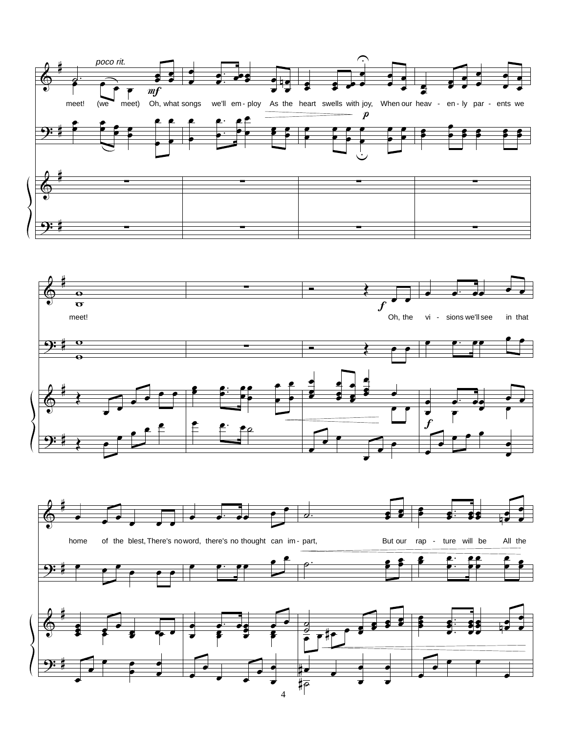*poco rit.*

meet! (we meet) Oh, what songs we'll em - ploy As the heart swells with joy, When our heav - en - ly par - ents we meet!

Oh, the vi - sions we'll see in that home of the blest, There's no word, there's no thought can im - part, But our rap - ture will be All the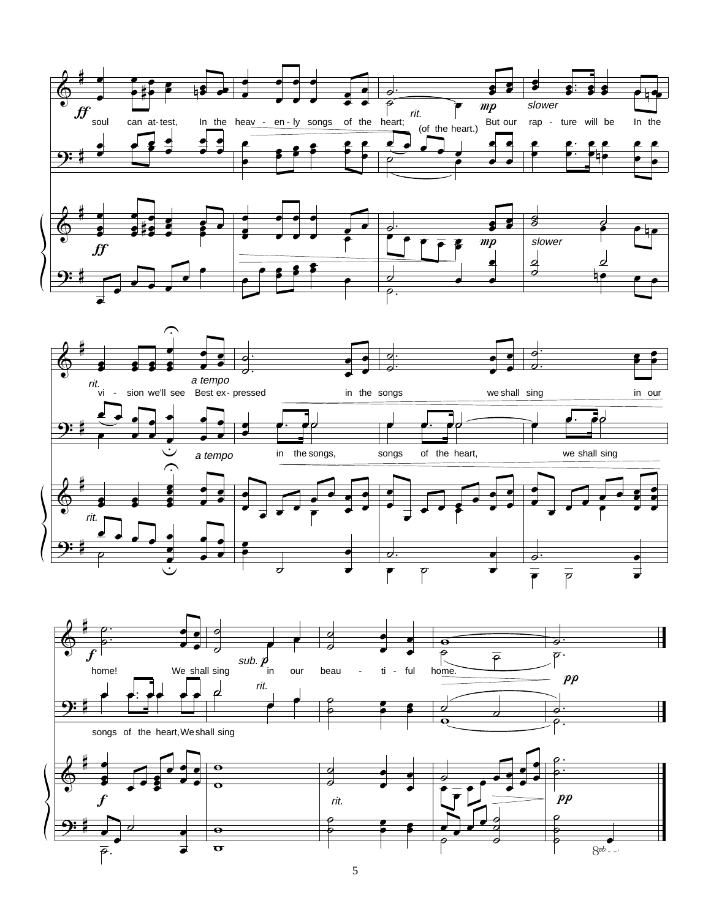*ff* soul can at-test, In the heav - en - ly songs of the heart; *rit.* (of the heart.) *mp* But our rap - ture will be *slower* In the

*rit.* vi - sion we'll see *a tempo* Best ex- pressed in the songs we shall sing in our

*a tempo* in the songs, songs of the heart, we shall sing

*f* home! We shall sing *sub. p* in our beau - ti - ful home. *rit.* *pp*

songs of the heart, We shall sing

*ff* *mp* *slower* *rit.* *f* *rit.* *pp* 8vb